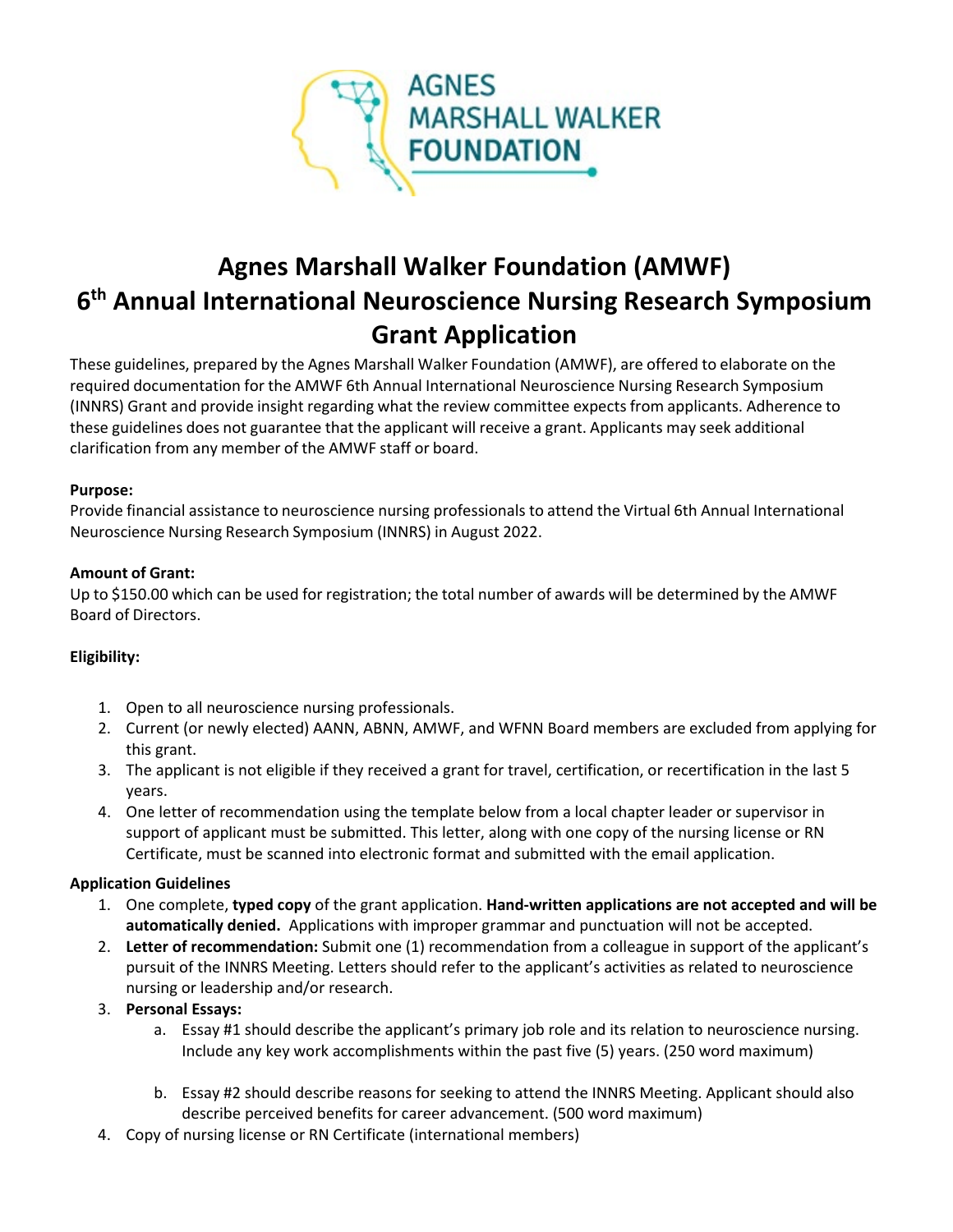AGNES MARSHALL WALKER FOUNDATION

# Agnes Marshall Walker Foundation (AMWF)
# 6th Annual International Neuroscience Nursing Research Symposium Grant Application

These guidelines, prepared by the Agnes Marshall Walker Foundation (AMWF), are offered to elaborate on the required documentation for the AMWF 6th Annual International Neuroscience Nursing Research Symposium (INNRS) Grant and provide insight regarding what the review committee expects from applicants. Adherence to these guidelines does not guarantee that the applicant will receive a grant. Applicants may seek additional clarification from any member of the AMWF staff or board.

**Purpose:**
Provide financial assistance to neuroscience nursing professionals to attend the Virtual 6th Annual International Neuroscience Nursing Research Symposium (INNRS) in August 2022.

**Amount of Grant:**
Up to $150.00 which can be used for registration; the total number of awards will be determined by the AMWF Board of Directors.

**Eligibility:**

1. Open to all neuroscience nursing professionals.
2. Current (or newly elected) AANN, ABNN, AMWF, and WFNN Board members are excluded from applying for this grant.
3. The applicant is not eligible if they received a grant for travel, certification, or recertification in the last 5 years.
4. One letter of recommendation using the template below from a local chapter leader or supervisor in support of applicant must be submitted. This letter, along with one copy of the nursing license or RN Certificate, must be scanned into electronic format and submitted with the email application.

**Application Guidelines**

1. One complete, **typed copy** of the grant application. **Hand-written applications are not accepted and will be automatically denied.** Applications with improper grammar and punctuation will not be accepted.
2. **Letter of recommendation:** Submit one (1) recommendation from a colleague in support of the applicant's pursuit of the INNRS Meeting. Letters should refer to the applicant's activities as related to neuroscience nursing or leadership and/or research.
3. **Personal Essays:**
   a. Essay #1 should describe the applicant's primary job role and its relation to neuroscience nursing. Include any key work accomplishments within the past five (5) years. (250 word maximum)

   b. Essay #2 should describe reasons for seeking to attend the INNRS Meeting. Applicant should also describe perceived benefits for career advancement. (500 word maximum)
4. Copy of nursing license or RN Certificate (international members)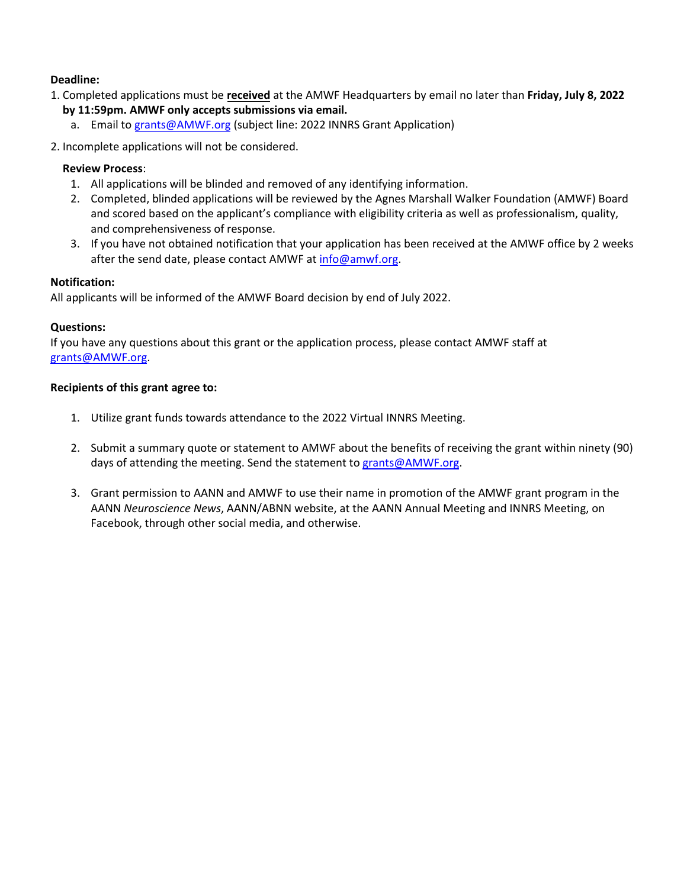**Deadline:**

1. Completed applications must be **received** at the AMWF Headquarters by email no later than **Friday, July 8, 2022 by 11:59pm. AMWF only accepts submissions via email.**
   a. Email to grants@AMWF.org (subject line: 2022 INNRS Grant Application)
2. Incomplete applications will not be considered.

**Review Process**:

1. All applications will be blinded and removed of any identifying information.
2. Completed, blinded applications will be reviewed by the Agnes Marshall Walker Foundation (AMWF) Board and scored based on the applicant's compliance with eligibility criteria as well as professionalism, quality, and comprehensiveness of response.
3. If you have not obtained notification that your application has been received at the AMWF office by 2 weeks after the send date, please contact AMWF at info@amwf.org.

**Notification:**

All applicants will be informed of the AMWF Board decision by end of July 2022.

**Questions:**

If you have any questions about this grant or the application process, please contact AMWF staff at grants@AMWF.org.

**Recipients of this grant agree to:**

1. Utilize grant funds towards attendance to the 2022 Virtual INNRS Meeting.
2. Submit a summary quote or statement to AMWF about the benefits of receiving the grant within ninety (90) days of attending the meeting. Send the statement to grants@AMWF.org.
3. Grant permission to AANN and AMWF to use their name in promotion of the AMWF grant program in the AANN *Neuroscience News*, AANN/ABNN website, at the AANN Annual Meeting and INNRS Meeting, on Facebook, through other social media, and otherwise.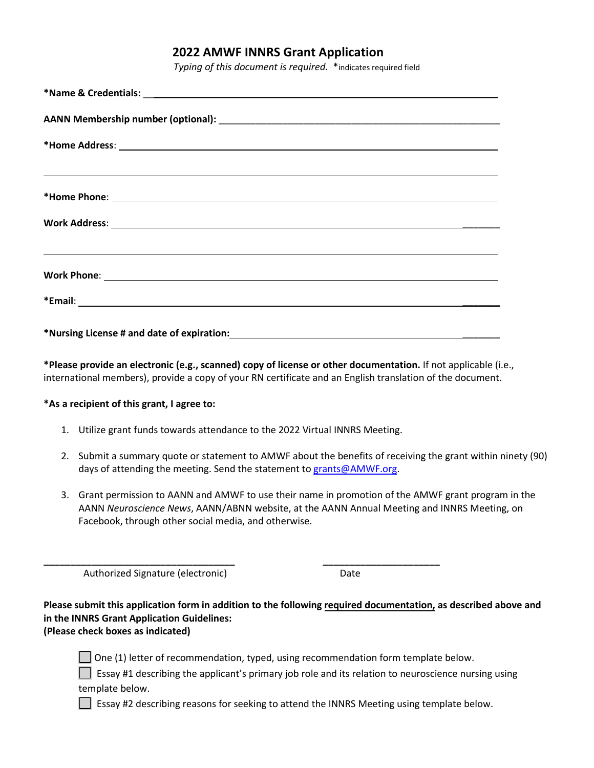# 2022 AMWF INNRS Grant Application

*Typing of this document is required.* *indicates required field

**\*Name & Credentials:** ______________________________________________

**AANN Membership number (optional):** ______________________________________________

**\*Home Address**: ______________________________________________

______________________________________________

**\*Home Phone**: ______________________________________________

**Work Address**: ______________________________________________

______________________________________________

**Work Phone**: ______________________________________________

**\*Email**: ______________________________________________

**\*Nursing License # and date of expiration:** ______________________________________________

**\*Please provide an electronic (e.g., scanned) copy of license or other documentation.** If not applicable (i.e., international members), provide a copy of your RN certificate and an English translation of the document.

**\*As a recipient of this grant, I agree to:**

1. Utilize grant funds towards attendance to the 2022 Virtual INNRS Meeting.
2. Submit a summary quote or statement to AMWF about the benefits of receiving the grant within ninety (90) days of attending the meeting. Send the statement to grants@AMWF.org.
3. Grant permission to AANN and AMWF to use their name in promotion of the AMWF grant program in the AANN *Neuroscience News*, AANN/ABNN website, at the AANN Annual Meeting and INNRS Meeting, on Facebook, through other social media, and otherwise.

______________________________ ______________________

Authorized Signature (electronic) Date

**Please submit this application form in addition to the following required documentation, as described above and in the INNRS Grant Application Guidelines:**
**(Please check boxes as indicated)**

- ☐ One (1) letter of recommendation, typed, using recommendation form template below.
- ☐ Essay #1 describing the applicant's primary job role and its relation to neuroscience nursing using template below.
- ☐ Essay #2 describing reasons for seeking to attend the INNRS Meeting using template below.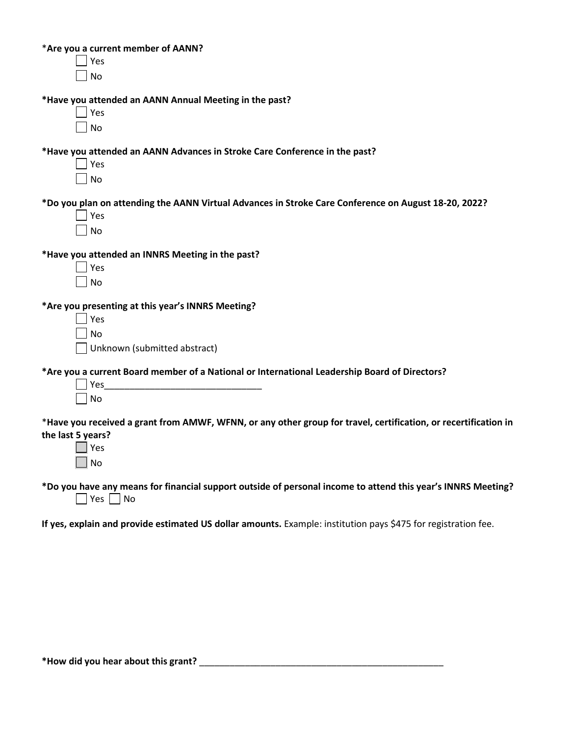***Are you a current member of AANN?**

- [ ] Yes
- [ ] No

***Have you attended an AANN Annual Meeting in the past?**

- [ ] Yes
- [ ] No

***Have you attended an AANN Advances in Stroke Care Conference in the past?**

- [ ] Yes
- [ ] No

***Do you plan on attending the AANN Virtual Advances in Stroke Care Conference on August 18-20, 2022?**

- [ ] Yes
- [ ] No

***Have you attended an INNRS Meeting in the past?**

- [ ] Yes
- [ ] No

***Are you presenting at this year's INNRS Meeting?**

- [ ] Yes
- [ ] No
- [ ] Unknown (submitted abstract)

***Are you a current Board member of a National or International Leadership Board of Directors?**

- [ ] Yes______________________________
- [ ] No

***Have you received a grant from AMWF, WFNN, or any other group for travel, certification, or recertification in the last 5 years?**

- [ ] Yes
- [ ] No

***Do you have any means for financial support outside of personal income to attend this year's INNRS Meeting?**

- [ ] Yes - [ ] No

**If yes, explain and provide estimated US dollar amounts.** Example: institution pays $475 for registration fee.

***How did you hear about this grant?** ___________________________________________________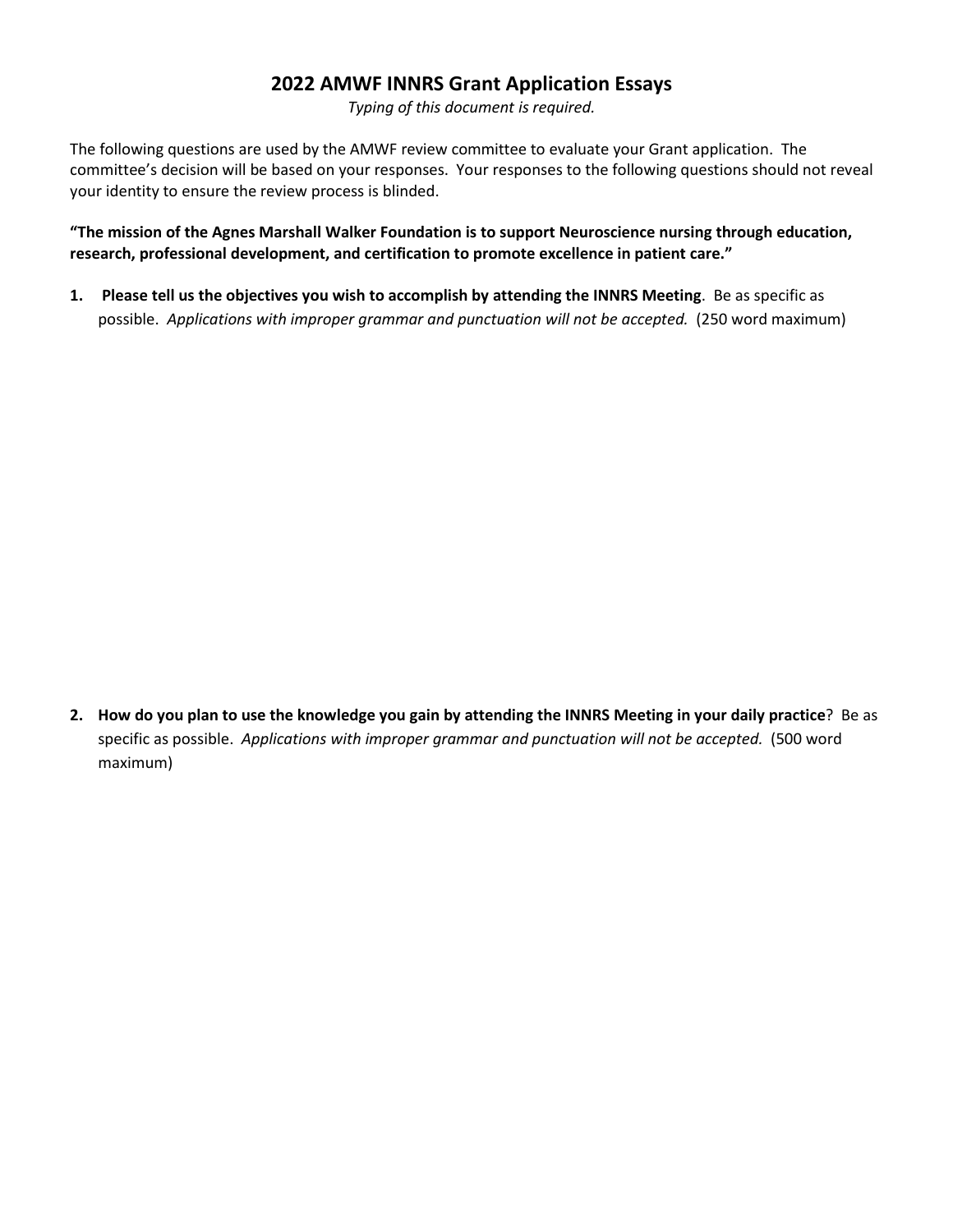## 2022 AMWF INNRS Grant Application Essays

*Typing of this document is required.*

The following questions are used by the AMWF review committee to evaluate your Grant application. The committee's decision will be based on your responses. Your responses to the following questions should not reveal your identity to ensure the review process is blinded.

**"The mission of the Agnes Marshall Walker Foundation is to support Neuroscience nursing through education, research, professional development, and certification to promote excellence in patient care."**

1. **Please tell us the objectives you wish to accomplish by attending the INNRS Meeting**. Be as specific as possible. *Applications with improper grammar and punctuation will not be accepted.* (250 word maximum)

2. **How do you plan to use the knowledge you gain by attending the INNRS Meeting in your daily practice**? Be as specific as possible. *Applications with improper grammar and punctuation will not be accepted.* (500 word maximum)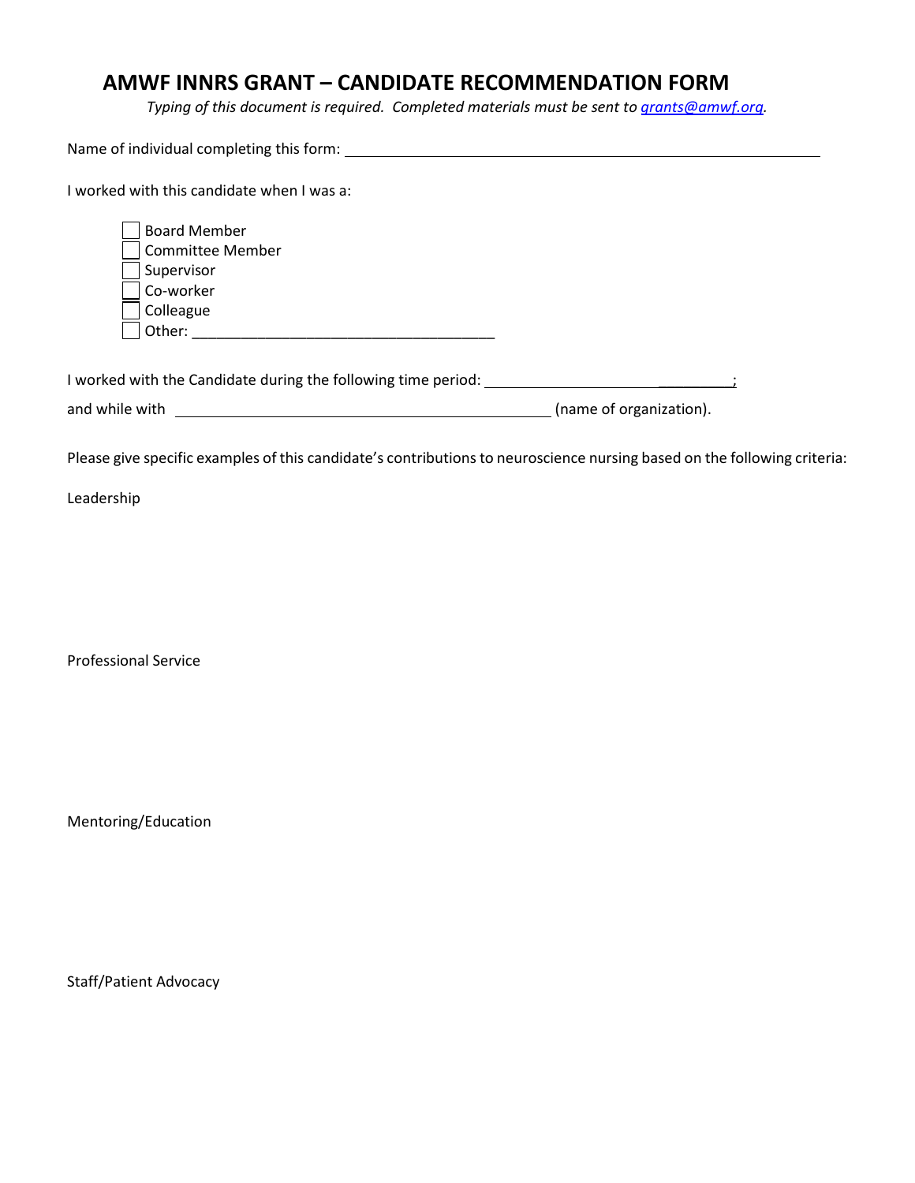# AMWF INNRS GRANT – CANDIDATE RECOMMENDATION FORM

*Typing of this document is required. Completed materials must be sent to [grants@amwf.org](mailto:grants@amwf.org).*

Name of individual completing this form: ____________________________________________________________

I worked with this candidate when I was a:

- ☐ Board Member
- ☐ Committee Member
- ☐ Supervisor
- ☐ Co-worker
- ☐ Colleague
- ☐ Other: _____________________________________

I worked with the Candidate during the following time period: ______________________________;

and while with ________________________________________________ (name of organization).

Please give specific examples of this candidate's contributions to neuroscience nursing based on the following criteria:

Leadership

Professional Service

Mentoring/Education

Staff/Patient Advocacy